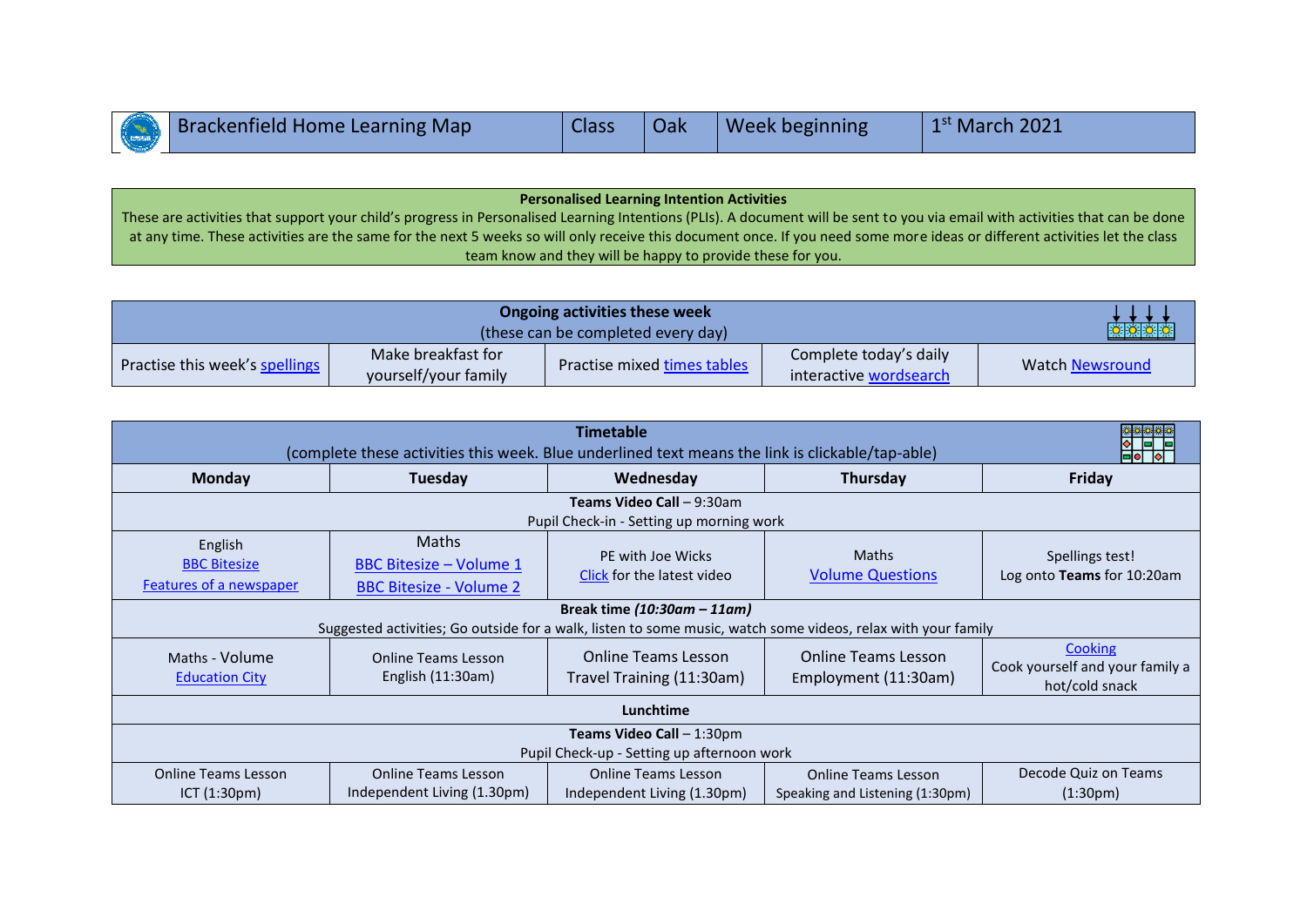| Brackenfield Home Learning Map | Class | Oak | Week beginning | 1st March 2021 |
|---|---|---|---|---|

**Personalised Learning Intention Activities**

These are activities that support your child's progress in Personalised Learning Intentions (PLIs). A document will be sent to you via email with activities that can be done at any time. These activities are the same for the next 5 weeks so will only receive this document once. If you need some more ideas or different activities let the class team know and they will be happy to provide these for you.

| **Ongoing activities these week** (these can be completed every day) | | | | |
|---|---|---|---|---|
| Practise this week's spellings | Make breakfast for yourself/your family | Practise mixed times tables | Complete today's daily interactive wordsearch | Watch Newsround |

**Timetable**

(complete these activities this week. Blue underlined text means the link is clickable/tap-able)

| **Monday** | **Tuesday** | **Wednesday** | **Thursday** | **Friday** |
|---|---|---|---|---|
| **Teams Video Call** – 9:30am Pupil Check-in - Setting up morning work | | | | |
| English BBC Bitesize Features of a newspaper | Maths BBC Bitesize – Volume 1 BBC Bitesize - Volume 2 | PE with Joe Wicks Click for the latest video | Maths Volume Questions | Spellings test! Log onto **Teams** for 10:20am |
| **Break time** ***(10:30am – 11am)*** Suggested activities; Go outside for a walk, listen to some music, watch some videos, relax with your family | | | | |
| Maths - Volume Education City | Online Teams Lesson English (11:30am) | Online Teams Lesson Travel Training (11:30am) | Online Teams Lesson Employment (11:30am) | Cooking Cook yourself and your family a hot/cold snack |
| **Lunchtime** | | | | |
| **Teams Video Call** – 1:30pm Pupil Check-up - Setting up afternoon work | | | | |
| Online Teams Lesson ICT (1:30pm) | Online Teams Lesson Independent Living (1.30pm) | Online Teams Lesson Independent Living (1.30pm) | Online Teams Lesson Speaking and Listening (1:30pm) | Decode Quiz on Teams (1:30pm) |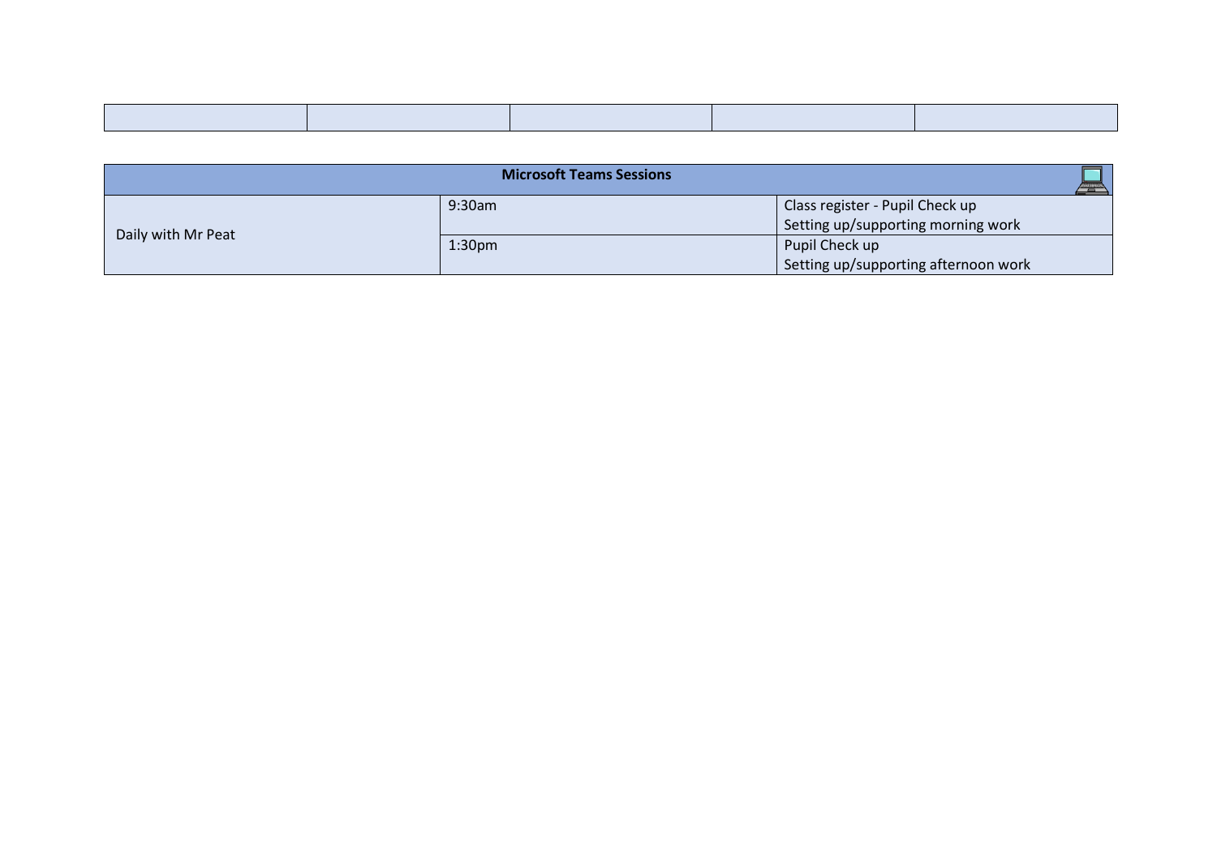| | | | | |
|---|---|---|---|---|
| | | | | |

| Microsoft Teams Sessions | | |
|---|---|---|
| Daily with Mr Peat | 9:30am | Class register - Pupil Check up<br>Setting up/supporting morning work |
| | 1:30pm | Pupil Check up<br>Setting up/supporting afternoon work |